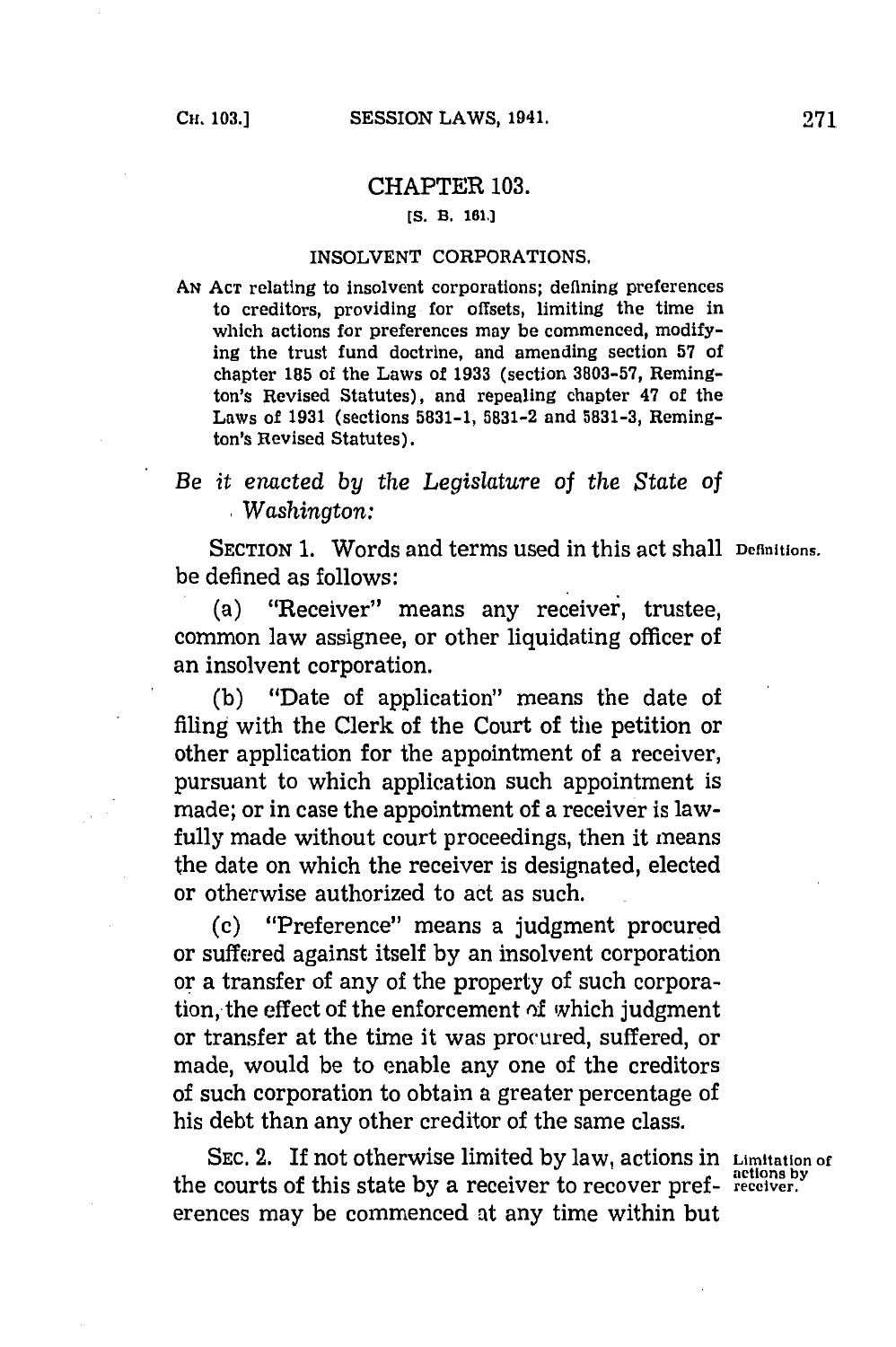# CHAPTER 103.

[S. B. 161.]

## INSOLVENT CORPORATIONS.

AN ACT relating to insolvent corporations; defining preferences to creditors, providing for offsets, limiting the time in which actions for preferences may be commenced, modifying the trust fund doctrine, and amending section 57 of chapter 185 of the Laws of 1933 (section 3803-57, Remington's Revised Statutes), and repealing chapter 47 of the Laws of 1931 (sections 5831-1, 5831-2 and 5831-3, Remington's Revised Statutes).

*Be it enacted by the Legislature of the State of Washington:*

SECTION 1. Words and terms used in this act shall be defined as follows: **Definitions.**

(a) "Receiver" means any receiver, trustee, common law assignee, or other liquidating officer of an insolvent corporation.

(b) "Date of application" means the date of filing with the Clerk of the Court of the petition or other application for the appointment of a receiver, pursuant to which application such appointment is made; or in case the appointment of a receiver is lawfully made without court proceedings, then it means the date on which the receiver is designated, elected or otherwise authorized to act as such.

(c) "Preference" means a judgment procured or suffered against itself by an insolvent corporation or a transfer of any of the property of such corporation, the effect of the enforcement of which judgment or transfer at the time it was procured, suffered, or made, would be to enable any one of the creditors of such corporation to obtain a greater percentage of his debt than any other creditor of the same class.

SEC. 2. If not otherwise limited by law, actions in the courts of this state by a receiver to recover preferences may be commenced at any time within but **Limitation of actions by receiver.**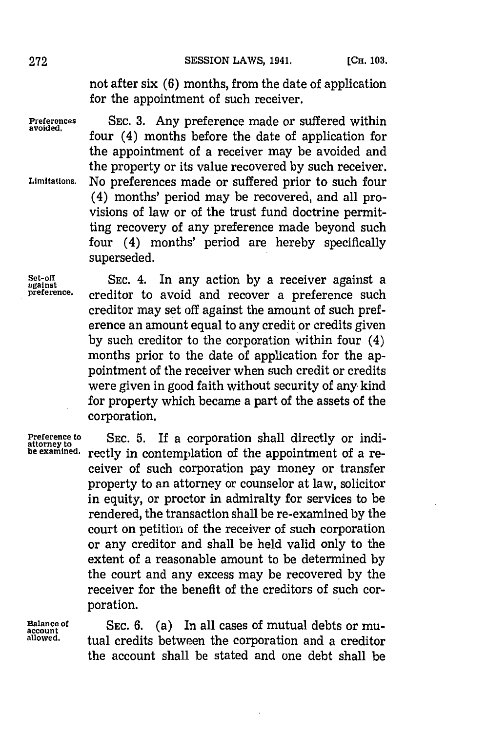not after six (6) months, from the date of application for the appointment of such receiver.

Preferences avoided. SEC. 3. Any preference made or suffered within four (4) months before the date of application for the appointment of a receiver may be avoided and the property or its value recovered by such receiver. Limitations. No preferences made or suffered prior to such four (4) months' period may be recovered, and all provisions of law or of the trust fund doctrine permitting recovery of any preference made beyond such four (4) months' period are hereby specifically superseded.

Set-off against preference. SEC. 4. In any action by a receiver against a creditor to avoid and recover a preference such creditor may set off against the amount of such preference an amount equal to any credit or credits given by such creditor to the corporation within four (4) months prior to the date of application for the appointment of the receiver when such credit or credits were given in good faith without security of any kind for property which became a part of the assets of the corporation.

Preference to attorney to be examined. SEC. 5. If a corporation shall directly or indirectly in contemplation of the appointment of a receiver of such corporation pay money or transfer property to an attorney or counselor at law, solicitor in equity, or proctor in admiralty for services to be rendered, the transaction shall be re-examined by the court on petition of the receiver of such corporation or any creditor and shall be held valid only to the extent of a reasonable amount to be determined by the court and any excess may be recovered by the receiver for the benefit of the creditors of such corporation.

Balance of account allowed. SEC. 6. (a) In all cases of mutual debts or mutual credits between the corporation and a creditor the account shall be stated and one debt shall be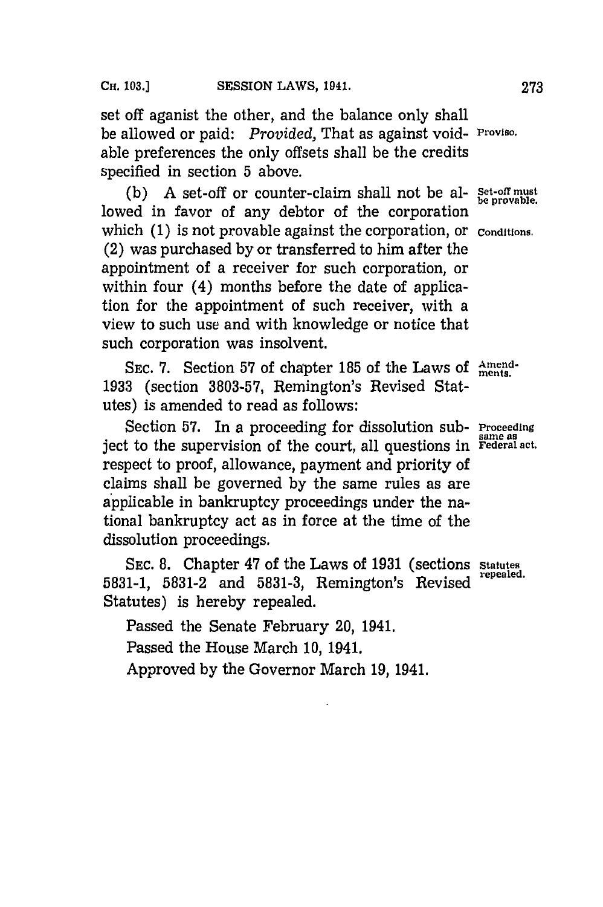set off aganist the other, and the balance only shall be allowed or paid: *Provided*, That as against voidable preferences the only offsets shall be the credits specified in section 5 above.

Proviso.

(b) A set-off or counter-claim shall not be allowed in favor of any debtor of the corporation which (1) is not provable against the corporation, or (2) was purchased by or transferred to him after the appointment of a receiver for such corporation, or within four (4) months before the date of application for the appointment of such receiver, with a view to such use and with knowledge or notice that such corporation was insolvent.

Set-off must be provable.

Conditions.

SEC. 7. Section 57 of chapter 185 of the Laws of 1933 (section 3803-57, Remington's Revised Statutes) is amended to read as follows:

Amendments.

Section 57. In a proceeding for dissolution subject to the supervision of the court, all questions in respect to proof, allowance, payment and priority of claims shall be governed by the same rules as are applicable in bankruptcy proceedings under the national bankruptcy act as in force at the time of the dissolution proceedings.

Proceeding same as Federal act.

SEC. 8. Chapter 47 of the Laws of 1931 (sections 5831-1, 5831-2 and 5831-3, Remington's Revised Statutes) is hereby repealed.

Statutes repealed.

Passed the Senate February 20, 1941.

Passed the House March 10, 1941.

Approved by the Governor March 19, 1941.